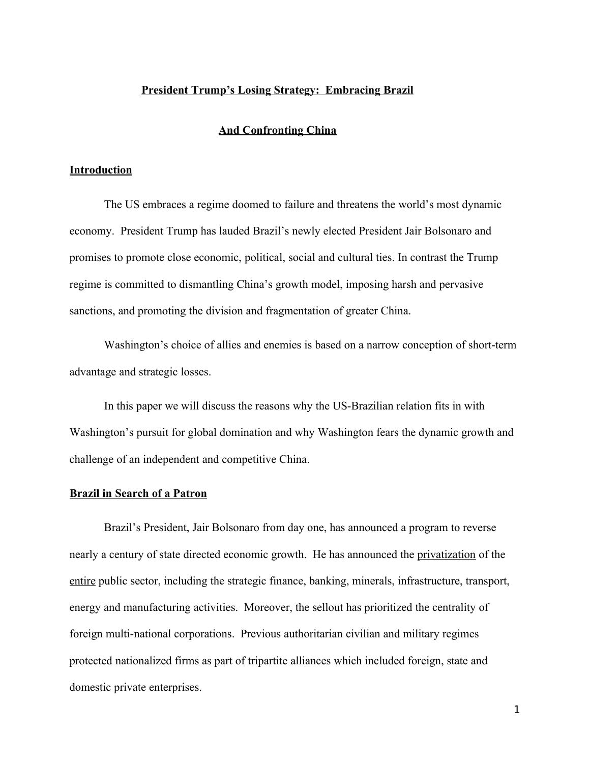# President Trump's Losing Strategy: Embracing Brazil And Confronting China

## Introduction

The US embraces a regime doomed to failure and threatens the world's most dynamic economy. President Trump has lauded Brazil's newly elected President Jair Bolsonaro and promises to promote close economic, political, social and cultural ties. In contrast the Trump regime is committed to dismantling China's growth model, imposing harsh and pervasive sanctions, and promoting the division and fragmentation of greater China.

Washington's choice of allies and enemies is based on a narrow conception of short-term advantage and strategic losses.

In this paper we will discuss the reasons why the US-Brazilian relation fits in with Washington's pursuit for global domination and why Washington fears the dynamic growth and challenge of an independent and competitive China.

## Brazil in Search of a Patron

Brazil's President, Jair Bolsonaro from day one, has announced a program to reverse nearly a century of state directed economic growth. He has announced the <u>privatization</u> of the <u>entire</u> public sector, including the strategic finance, banking, minerals, infrastructure, transport, energy and manufacturing activities. Moreover, the sellout has prioritized the centrality of foreign multi-national corporations. Previous authoritarian civilian and military regimes protected nationalized firms as part of tripartite alliances which included foreign, state and domestic private enterprises.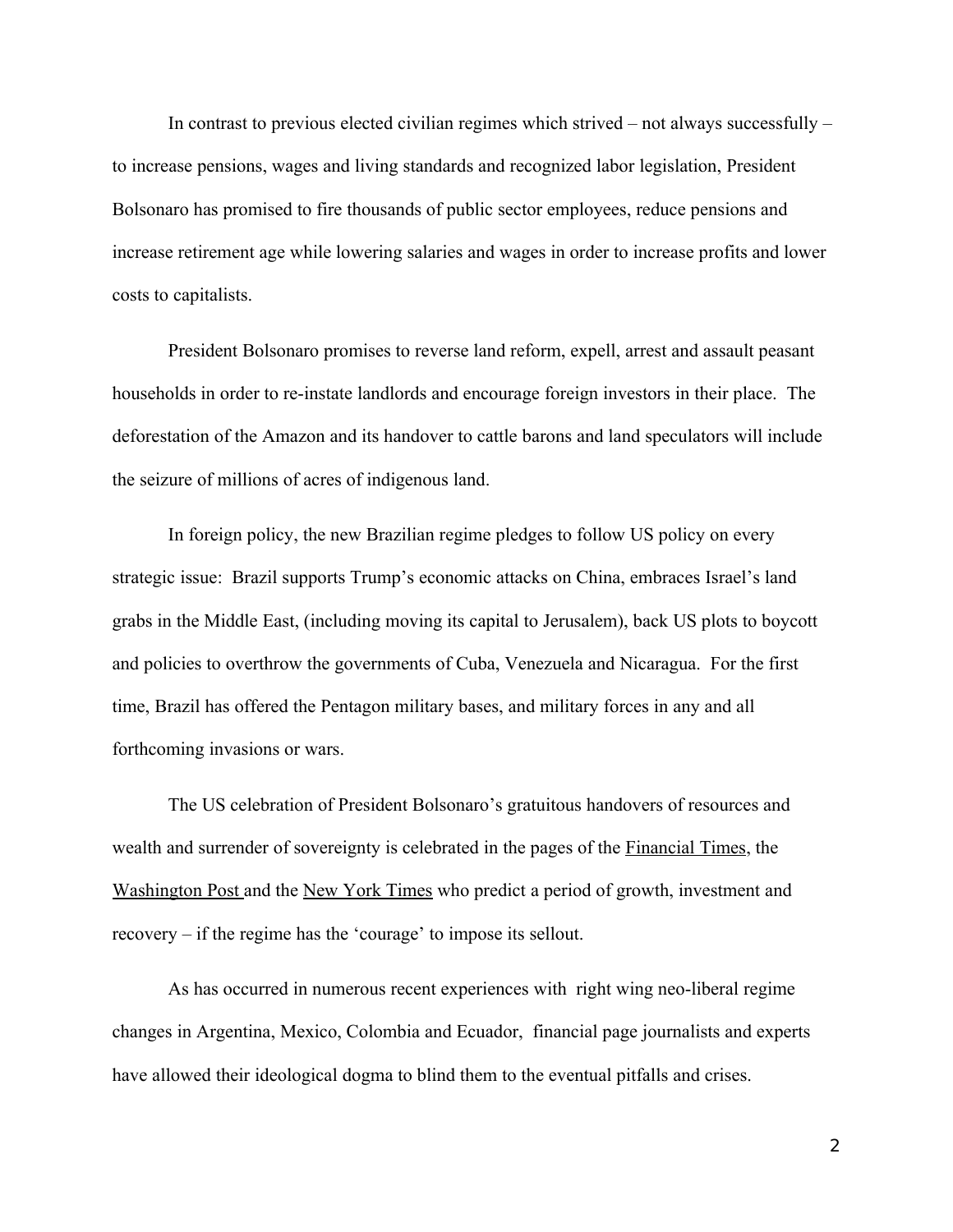In contrast to previous elected civilian regimes which strived – not always successfully – to increase pensions, wages and living standards and recognized labor legislation, President Bolsonaro has promised to fire thousands of public sector employees, reduce pensions and increase retirement age while lowering salaries and wages in order to increase profits and lower costs to capitalists.

President Bolsonaro promises to reverse land reform, expell, arrest and assault peasant households in order to re-instate landlords and encourage foreign investors in their place. The deforestation of the Amazon and its handover to cattle barons and land speculators will include the seizure of millions of acres of indigenous land.

In foreign policy, the new Brazilian regime pledges to follow US policy on every strategic issue: Brazil supports Trump's economic attacks on China, embraces Israel's land grabs in the Middle East, (including moving its capital to Jerusalem), back US plots to boycott and policies to overthrow the governments of Cuba, Venezuela and Nicaragua. For the first time, Brazil has offered the Pentagon military bases, and military forces in any and all forthcoming invasions or wars.

The US celebration of President Bolsonaro's gratuitous handovers of resources and wealth and surrender of sovereignty is celebrated in the pages of the Financial Times, the Washington Post and the New York Times who predict a period of growth, investment and recovery – if the regime has the 'courage' to impose its sellout.

As has occurred in numerous recent experiences with right wing neo-liberal regime changes in Argentina, Mexico, Colombia and Ecuador, financial page journalists and experts have allowed their ideological dogma to blind them to the eventual pitfalls and crises.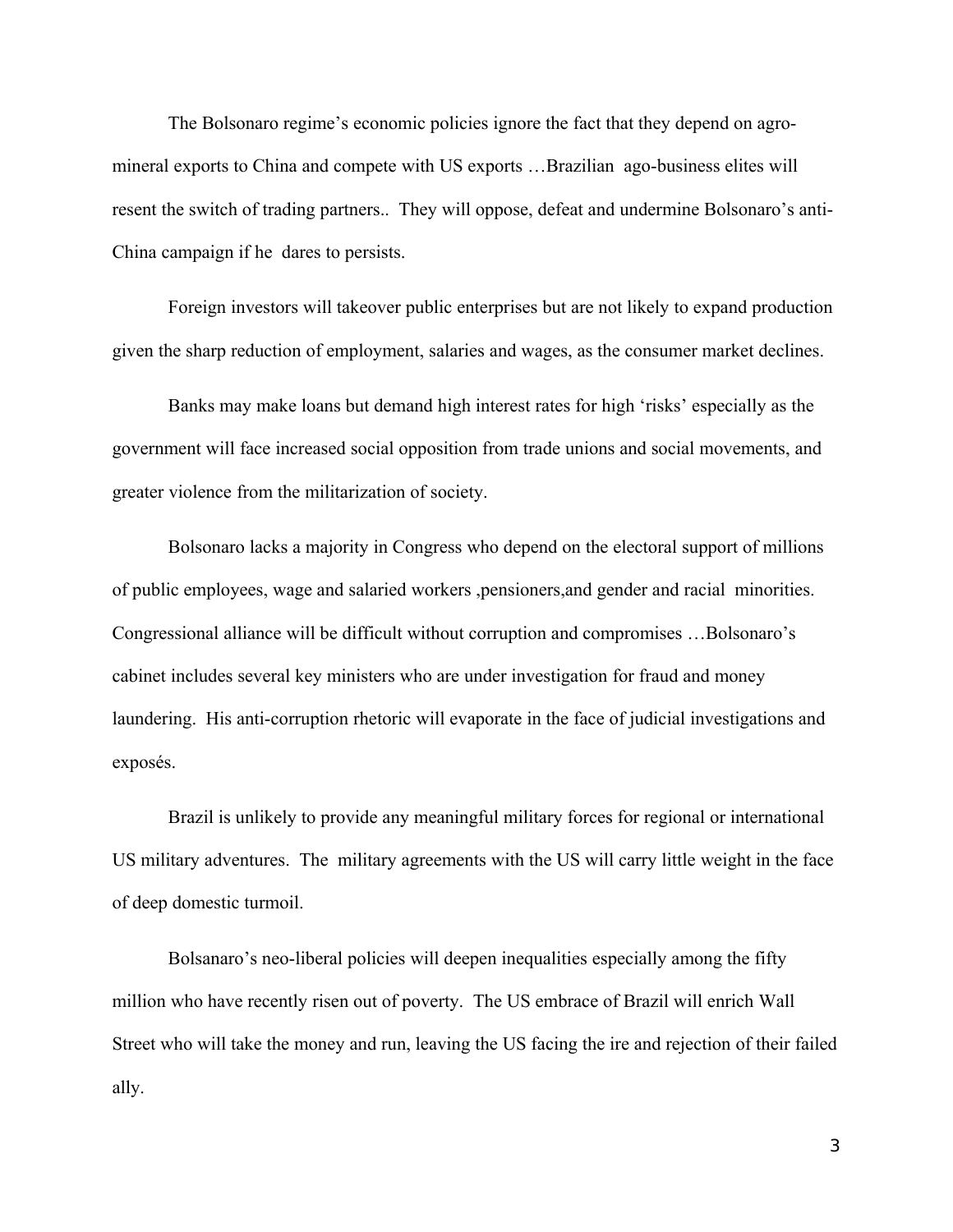The Bolsonaro regime's economic policies ignore the fact that they depend on agro-mineral exports to China and compete with US exports …Brazilian ago-business elites will resent the switch of trading partners.. They will oppose, defeat and undermine Bolsonaro's anti-China campaign if he dares to persists.

Foreign investors will takeover public enterprises but are not likely to expand production given the sharp reduction of employment, salaries and wages, as the consumer market declines.

Banks may make loans but demand high interest rates for high 'risks' especially as the government will face increased social opposition from trade unions and social movements, and greater violence from the militarization of society.

Bolsonaro lacks a majority in Congress who depend on the electoral support of millions of public employees, wage and salaried workers ,pensioners,and gender and racial minorities. Congressional alliance will be difficult without corruption and compromises …Bolsonaro's cabinet includes several key ministers who are under investigation for fraud and money laundering. His anti-corruption rhetoric will evaporate in the face of judicial investigations and exposés.

Brazil is unlikely to provide any meaningful military forces for regional or international US military adventures. The military agreements with the US will carry little weight in the face of deep domestic turmoil.

Bolsanaro's neo-liberal policies will deepen inequalities especially among the fifty million who have recently risen out of poverty. The US embrace of Brazil will enrich Wall Street who will take the money and run, leaving the US facing the ire and rejection of their failed ally.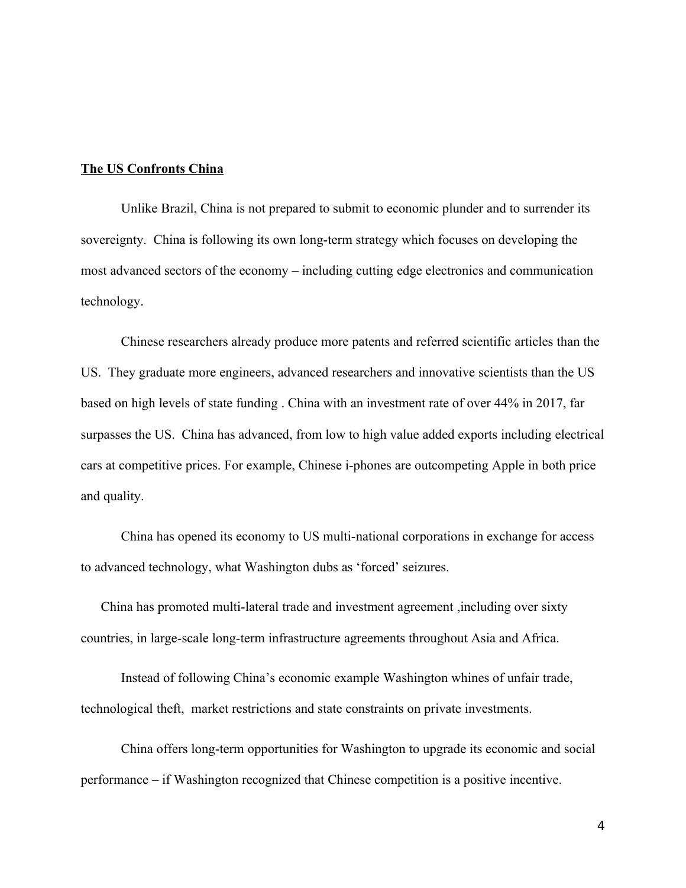**The US Confronts China**

Unlike Brazil, China is not prepared to submit to economic plunder and to surrender its sovereignty. China is following its own long-term strategy which focuses on developing the most advanced sectors of the economy – including cutting edge electronics and communication technology.

Chinese researchers already produce more patents and referred scientific articles than the US. They graduate more engineers, advanced researchers and innovative scientists than the US based on high levels of state funding . China with an investment rate of over 44% in 2017, far surpasses the US. China has advanced, from low to high value added exports including electrical cars at competitive prices. For example, Chinese i-phones are outcompeting Apple in both price and quality.

China has opened its economy to US multi-national corporations in exchange for access to advanced technology, what Washington dubs as 'forced' seizures.

China has promoted multi-lateral trade and investment agreement ,including over sixty countries, in large-scale long-term infrastructure agreements throughout Asia and Africa.

Instead of following China's economic example Washington whines of unfair trade, technological theft, market restrictions and state constraints on private investments.

China offers long-term opportunities for Washington to upgrade its economic and social performance – if Washington recognized that Chinese competition is a positive incentive.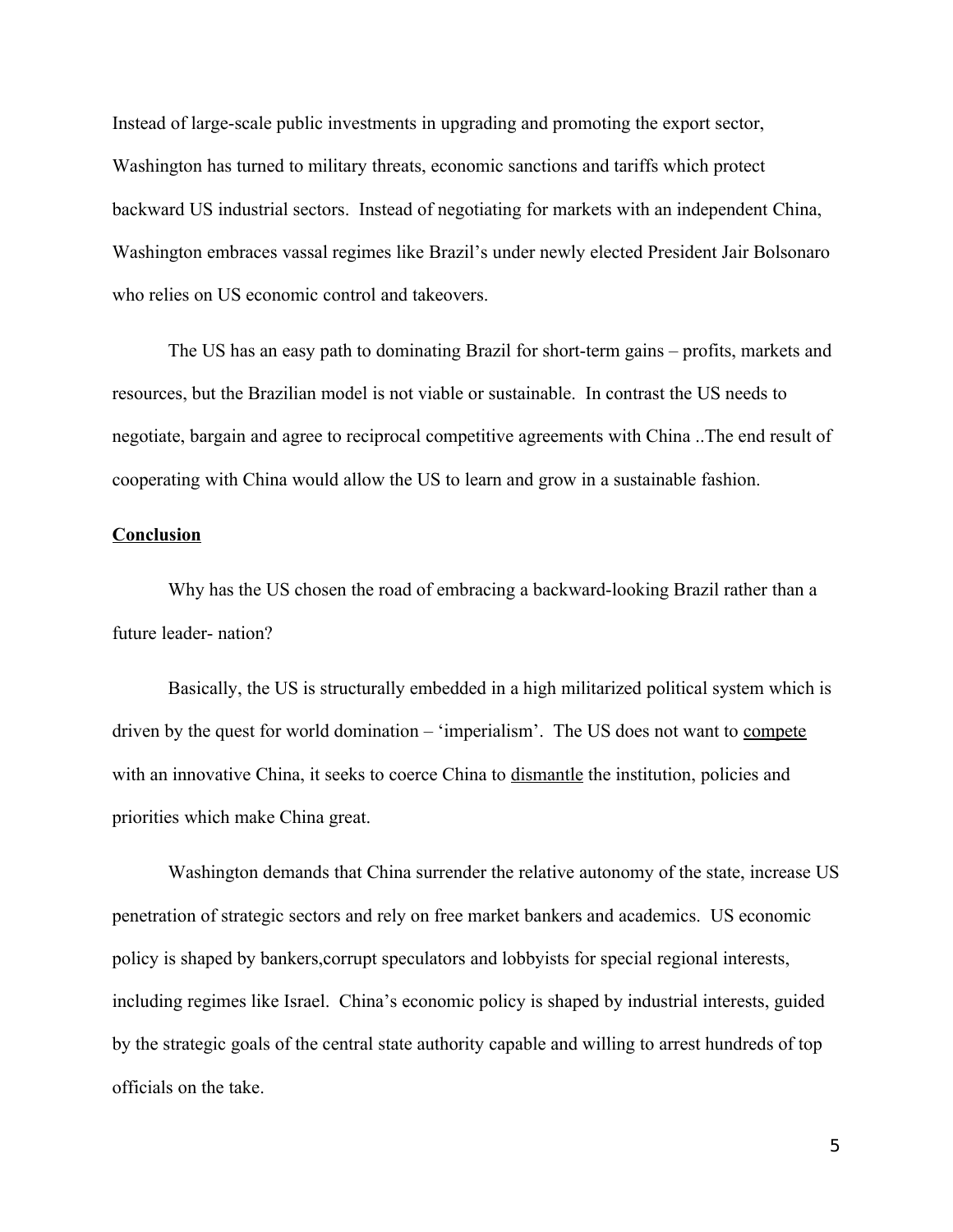Instead of large-scale public investments in upgrading and promoting the export sector, Washington has turned to military threats, economic sanctions and tariffs which protect backward US industrial sectors. Instead of negotiating for markets with an independent China, Washington embraces vassal regimes like Brazil's under newly elected President Jair Bolsonaro who relies on US economic control and takeovers.

The US has an easy path to dominating Brazil for short-term gains – profits, markets and resources, but the Brazilian model is not viable or sustainable. In contrast the US needs to negotiate, bargain and agree to reciprocal competitive agreements with China ..The end result of cooperating with China would allow the US to learn and grow in a sustainable fashion.

**<u>Conclusion</u>**

Why has the US chosen the road of embracing a backward-looking Brazil rather than a future leader- nation?

Basically, the US is structurally embedded in a high militarized political system which is driven by the quest for world domination – 'imperialism'. The US does not want to <u>compete</u> with an innovative China, it seeks to coerce China to <u>dismantle</u> the institution, policies and priorities which make China great.

Washington demands that China surrender the relative autonomy of the state, increase US penetration of strategic sectors and rely on free market bankers and academics. US economic policy is shaped by bankers,corrupt speculators and lobbyists for special regional interests, including regimes like Israel. China's economic policy is shaped by industrial interests, guided by the strategic goals of the central state authority capable and willing to arrest hundreds of top officials on the take.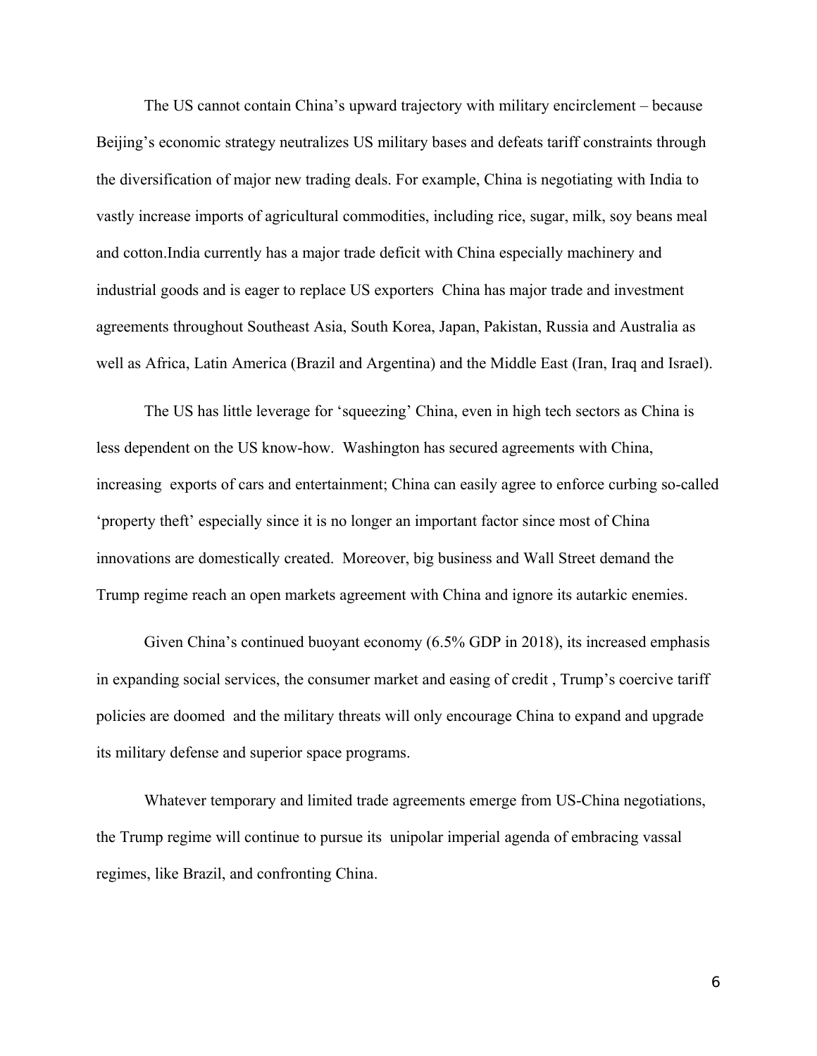The US cannot contain China's upward trajectory with military encirclement – because Beijing's economic strategy neutralizes US military bases and defeats tariff constraints through the diversification of major new trading deals. For example, China is negotiating with India to vastly increase imports of agricultural commodities, including rice, sugar, milk, soy beans meal and cotton.India currently has a major trade deficit with China especially machinery and industrial goods and is eager to replace US exporters China has major trade and investment agreements throughout Southeast Asia, South Korea, Japan, Pakistan, Russia and Australia as well as Africa, Latin America (Brazil and Argentina) and the Middle East (Iran, Iraq and Israel).

The US has little leverage for 'squeezing' China, even in high tech sectors as China is less dependent on the US know-how. Washington has secured agreements with China, increasing exports of cars and entertainment; China can easily agree to enforce curbing so-called 'property theft' especially since it is no longer an important factor since most of China innovations are domestically created. Moreover, big business and Wall Street demand the Trump regime reach an open markets agreement with China and ignore its autarkic enemies.

Given China's continued buoyant economy (6.5% GDP in 2018), its increased emphasis in expanding social services, the consumer market and easing of credit , Trump's coercive tariff policies are doomed and the military threats will only encourage China to expand and upgrade its military defense and superior space programs.

Whatever temporary and limited trade agreements emerge from US-China negotiations, the Trump regime will continue to pursue its unipolar imperial agenda of embracing vassal regimes, like Brazil, and confronting China.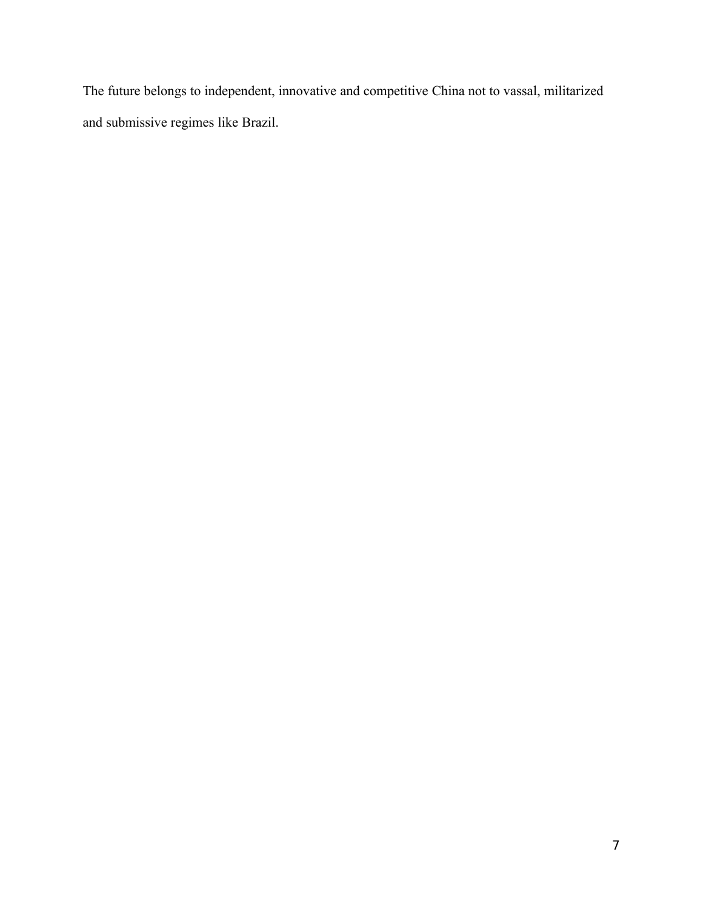The future belongs to independent, innovative and competitive China not to vassal, militarized and submissive regimes like Brazil.